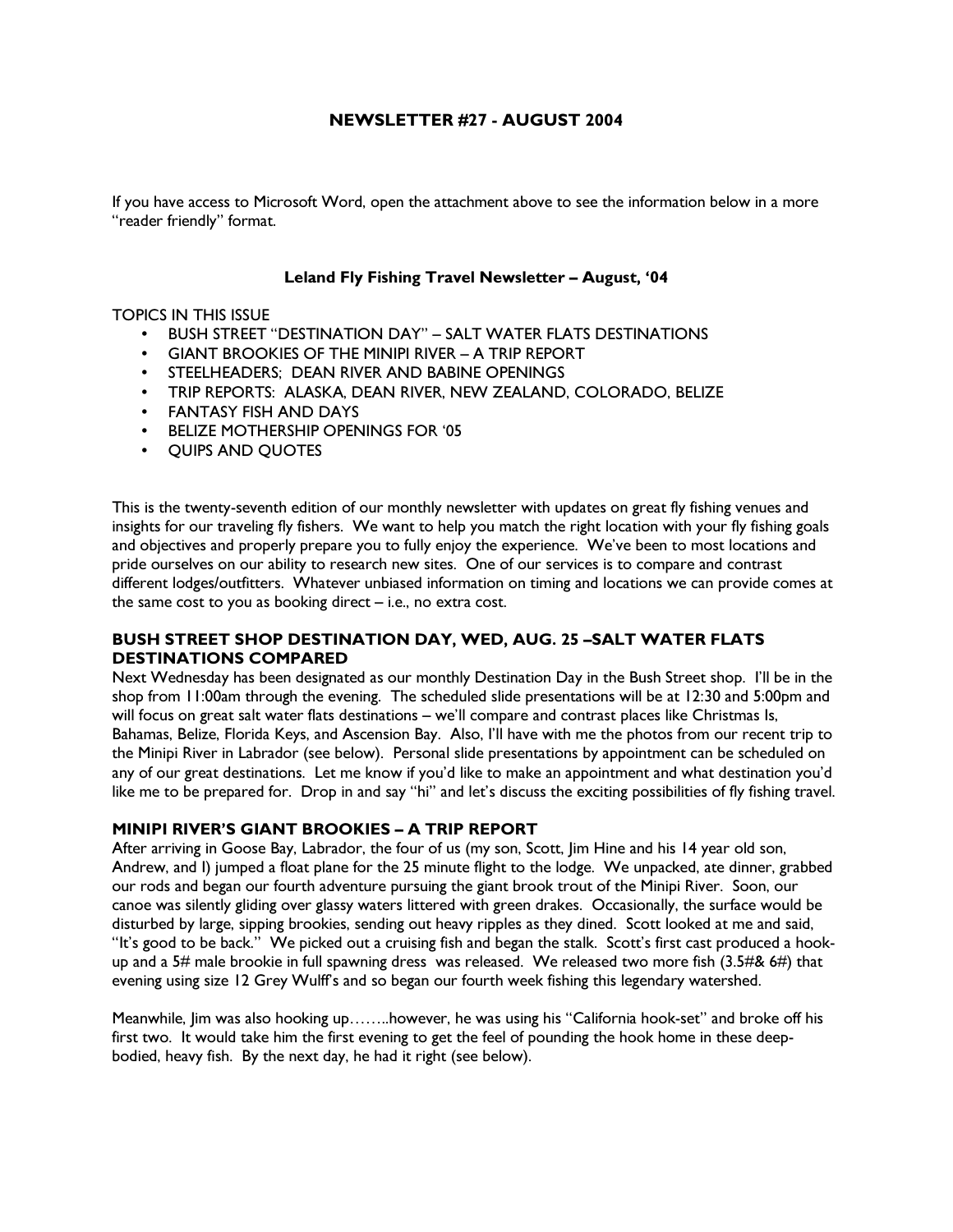# NEWSLETTER #27 - AUGUST 2004

If you have access to Microsoft Word, open the attachment above to see the information below in a more "reader friendly" format.

## Leland Fly Fishing Travel Newsletter – August, '04

TOPICS IN THIS ISSUE

- BUSH STREET "DESTINATION DAY" – SALT WATER FLATS DESTINATIONS
- GIANT BROOKIES OF THE MINIPI RIVER – A TRIP REPORT
- STEELHEADERS; DEAN RIVER AND BABINE OPENINGS
- TRIP REPORTS: ALASKA, DEAN RIVER, NEW ZEALAND, COLORADO, BELIZE
- FANTASY FISH AND DAYS
- BELIZE MOTHERSHIP OPENINGS FOR '05
- QUIPS AND QUOTES

This is the twenty-seventh edition of our monthly newsletter with updates on great fly fishing venues and insights for our traveling fly fishers. We want to help you match the right location with your fly fishing goals and objectives and properly prepare you to fully enjoy the experience. We've been to most locations and pride ourselves on our ability to research new sites. One of our services is to compare and contrast different lodges/outfitters. Whatever unbiased information on timing and locations we can provide comes at the same cost to you as booking direct – i.e., no extra cost.

### BUSH STREET SHOP DESTINATION DAY, WED, AUG. 25 –SALT WATER FLATS DESTINATIONS COMPARED

Next Wednesday has been designated as our monthly Destination Day in the Bush Street shop. I'll be in the shop from 11:00am through the evening. The scheduled slide presentations will be at 12:30 and 5:00pm and will focus on great salt water flats destinations – we'll compare and contrast places like Christmas Is, Bahamas, Belize, Florida Keys, and Ascension Bay. Also, I'll have with me the photos from our recent trip to the Minipi River in Labrador (see below). Personal slide presentations by appointment can be scheduled on any of our great destinations. Let me know if you'd like to make an appointment and what destination you'd like me to be prepared for. Drop in and say "hi" and let's discuss the exciting possibilities of fly fishing travel.

### MINIPI RIVER'S GIANT BROOKIES – A TRIP REPORT

After arriving in Goose Bay, Labrador, the four of us (my son, Scott, Jim Hine and his 14 year old son, Andrew, and I) jumped a float plane for the 25 minute flight to the lodge. We unpacked, ate dinner, grabbed our rods and began our fourth adventure pursuing the giant brook trout of the Minipi River. Soon, our canoe was silently gliding over glassy waters littered with green drakes. Occasionally, the surface would be disturbed by large, sipping brookies, sending out heavy ripples as they dined. Scott looked at me and said, "It's good to be back." We picked out a cruising fish and began the stalk. Scott's first cast produced a hook-up and a 5# male brookie in full spawning dress was released. We released two more fish (3.5#& 6#) that evening using size 12 Grey Wulff's and so began our fourth week fishing this legendary watershed.

Meanwhile, Jim was also hooking up……..however, he was using his "California hook-set" and broke off his first two. It would take him the first evening to get the feel of pounding the hook home in these deep-bodied, heavy fish. By the next day, he had it right (see below).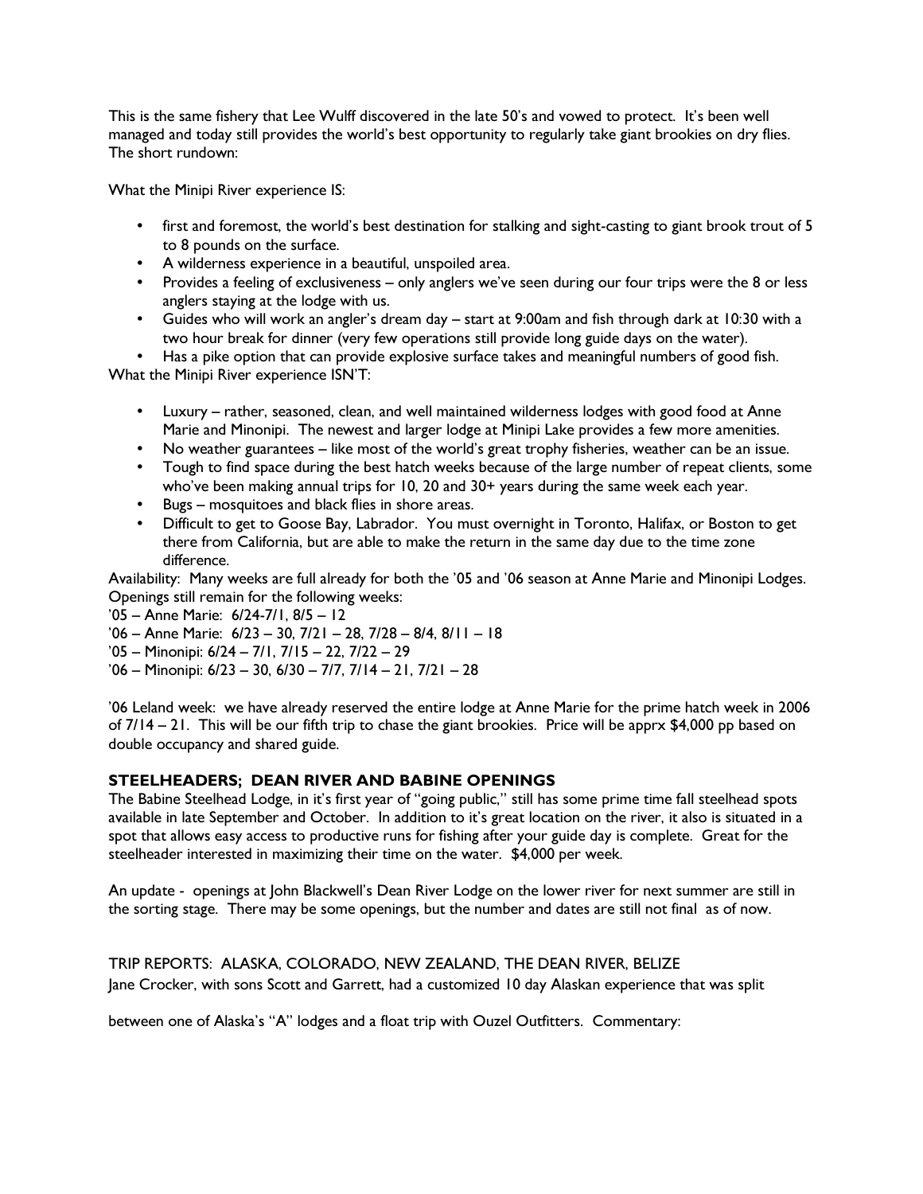This is the same fishery that Lee Wulff discovered in the late 50's and vowed to protect. It's been well managed and today still provides the world's best opportunity to regularly take giant brookies on dry flies. The short rundown:

What the Minipi River experience IS:

- first and foremost, the world's best destination for stalking and sight-casting to giant brook trout of 5 to 8 pounds on the surface.
- A wilderness experience in a beautiful, unspoiled area.
- Provides a feeling of exclusiveness – only anglers we've seen during our four trips were the 8 or less anglers staying at the lodge with us.
- Guides who will work an angler's dream day – start at 9:00am and fish through dark at 10:30 with a two hour break for dinner (very few operations still provide long guide days on the water).
- Has a pike option that can provide explosive surface takes and meaningful numbers of good fish.

What the Minipi River experience ISN'T:

- Luxury – rather, seasoned, clean, and well maintained wilderness lodges with good food at Anne Marie and Minonipi. The newest and larger lodge at Minipi Lake provides a few more amenities.
- No weather guarantees – like most of the world's great trophy fisheries, weather can be an issue.
- Tough to find space during the best hatch weeks because of the large number of repeat clients, some who've been making annual trips for 10, 20 and 30+ years during the same week each year.
- Bugs – mosquitoes and black flies in shore areas.
- Difficult to get to Goose Bay, Labrador. You must overnight in Toronto, Halifax, or Boston to get there from California, but are able to make the return in the same day due to the time zone difference.

Availability: Many weeks are full already for both the '05 and '06 season at Anne Marie and Minonipi Lodges. Openings still remain for the following weeks:

'05 – Anne Marie: 6/24-7/1, 8/5 – 12
'06 – Anne Marie: 6/23 – 30, 7/21 – 28, 7/28 – 8/4, 8/11 – 18
'05 – Minonipi: 6/24 – 7/1, 7/15 – 22, 7/22 – 29
'06 – Minonipi: 6/23 – 30, 6/30 – 7/7, 7/14 – 21, 7/21 – 28

'06 Leland week: we have already reserved the entire lodge at Anne Marie for the prime hatch week in 2006 of 7/14 – 21. This will be our fifth trip to chase the giant brookies. Price will be apprx $4,000 pp based on double occupancy and shared guide.

## STEELHEADERS; DEAN RIVER AND BABINE OPENINGS

The Babine Steelhead Lodge, in it's first year of "going public," still has some prime time fall steelhead spots available in late September and October. In addition to it's great location on the river, it also is situated in a spot that allows easy access to productive runs for fishing after your guide day is complete. Great for the steelheader interested in maximizing their time on the water. $4,000 per week.

An update - openings at John Blackwell's Dean River Lodge on the lower river for next summer are still in the sorting stage. There may be some openings, but the number and dates are still not final as of now.

TRIP REPORTS: ALASKA, COLORADO, NEW ZEALAND, THE DEAN RIVER, BELIZE

Jane Crocker, with sons Scott and Garrett, had a customized 10 day Alaskan experience that was split between one of Alaska's "A" lodges and a float trip with Ouzel Outfitters. Commentary: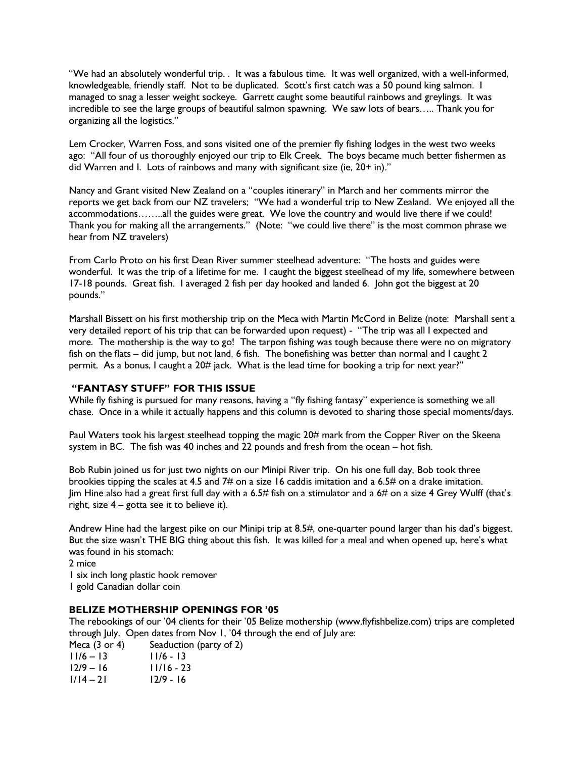"We had an absolutely wonderful trip. . It was a fabulous time. It was well organized, with a well-informed, knowledgeable, friendly staff. Not to be duplicated. Scott's first catch was a 50 pound king salmon. I managed to snag a lesser weight sockeye. Garrett caught some beautiful rainbows and greylings. It was incredible to see the large groups of beautiful salmon spawning. We saw lots of bears….. Thank you for organizing all the logistics."

Lem Crocker, Warren Foss, and sons visited one of the premier fly fishing lodges in the west two weeks ago: "All four of us thoroughly enjoyed our trip to Elk Creek. The boys became much better fishermen as did Warren and I. Lots of rainbows and many with significant size (ie, 20+ in)."

Nancy and Grant visited New Zealand on a "couples itinerary" in March and her comments mirror the reports we get back from our NZ travelers; "We had a wonderful trip to New Zealand. We enjoyed all the accommodations……..all the guides were great. We love the country and would live there if we could! Thank you for making all the arrangements." (Note: "we could live there" is the most common phrase we hear from NZ travelers)

From Carlo Proto on his first Dean River summer steelhead adventure: "The hosts and guides were wonderful. It was the trip of a lifetime for me. I caught the biggest steelhead of my life, somewhere between 17-18 pounds. Great fish. I averaged 2 fish per day hooked and landed 6. John got the biggest at 20 pounds."

Marshall Bissett on his first mothership trip on the Meca with Martin McCord in Belize (note: Marshall sent a very detailed report of his trip that can be forwarded upon request) - "The trip was all I expected and more. The mothership is the way to go! The tarpon fishing was tough because there were no on migratory fish on the flats – did jump, but not land, 6 fish. The bonefishing was better than normal and I caught 2 permit. As a bonus, I caught a 20# jack. What is the lead time for booking a trip for next year?"

## "FANTASY STUFF" FOR THIS ISSUE

While fly fishing is pursued for many reasons, having a "fly fishing fantasy" experience is something we all chase. Once in a while it actually happens and this column is devoted to sharing those special moments/days.

Paul Waters took his largest steelhead topping the magic 20# mark from the Copper River on the Skeena system in BC. The fish was 40 inches and 22 pounds and fresh from the ocean – hot fish.

Bob Rubin joined us for just two nights on our Minipi River trip. On his one full day, Bob took three brookies tipping the scales at 4.5 and 7# on a size 16 caddis imitation and a 6.5# on a drake imitation. Jim Hine also had a great first full day with a 6.5# fish on a stimulator and a 6# on a size 4 Grey Wulff (that's right, size 4 – gotta see it to believe it).

Andrew Hine had the largest pike on our Minipi trip at 8.5#, one-quarter pound larger than his dad's biggest. But the size wasn't THE BIG thing about this fish. It was killed for a meal and when opened up, here's what was found in his stomach:

2 mice
1 six inch long plastic hook remover
1 gold Canadian dollar coin

## BELIZE MOTHERSHIP OPENINGS FOR '05

The rebookings of our '04 clients for their '05 Belize mothership (www.flyfishbelize.com) trips are completed through July. Open dates from Nov 1, '04 through the end of July are:

| Meca (3 or 4) | Seaduction (party of 2) |
|---|---|
| 11/6 – 13 | 11/6 - 13 |
| 12/9 – 16 | 11/16 - 23 |
| 1/14 – 21 | 12/9 - 16 |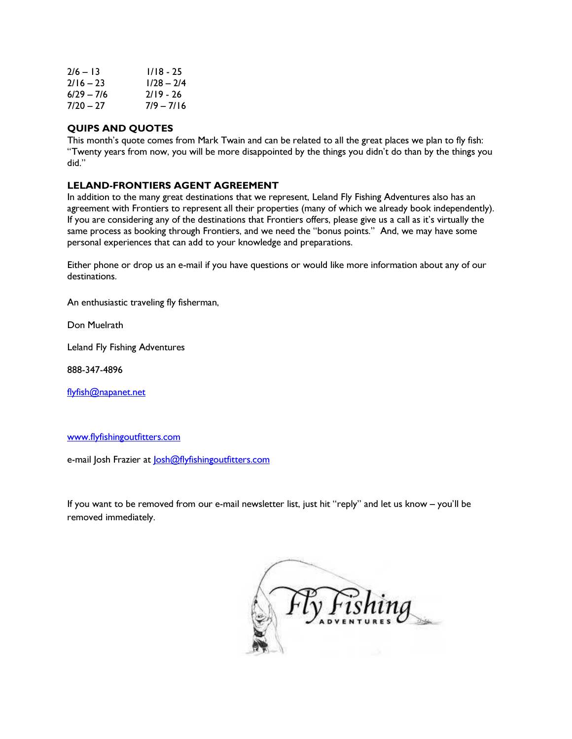| | |
|---|---|
| 2/6 – 13 | 1/18 - 25 |
| 2/16 – 23 | 1/28 – 2/4 |
| 6/29 – 7/6 | 2/19 - 26 |
| 7/20 – 27 | 7/9 – 7/16 |

### QUIPS AND QUOTES

This month's quote comes from Mark Twain and can be related to all the great places we plan to fly fish: "Twenty years from now, you will be more disappointed by the things you didn't do than by the things you did."

### LELAND-FRONTIERS AGENT AGREEMENT

In addition to the many great destinations that we represent, Leland Fly Fishing Adventures also has an agreement with Frontiers to represent all their properties (many of which we already book independently). If you are considering any of the destinations that Frontiers offers, please give us a call as it's virtually the same process as booking through Frontiers, and we need the "bonus points." And, we may have some personal experiences that can add to your knowledge and preparations.

Either phone or drop us an e-mail if you have questions or would like more information about any of our destinations.

An enthusiastic traveling fly fisherman,

Don Muelrath

Leland Fly Fishing Adventures

888-347-4896

flyfish@napanet.net

www.flyfishingoutfitters.com

e-mail Josh Frazier at Josh@flyfishingoutfitters.com

If you want to be removed from our e-mail newsletter list, just hit "reply" and let us know – you'll be removed immediately.

Fly Fishing ADVENTURES